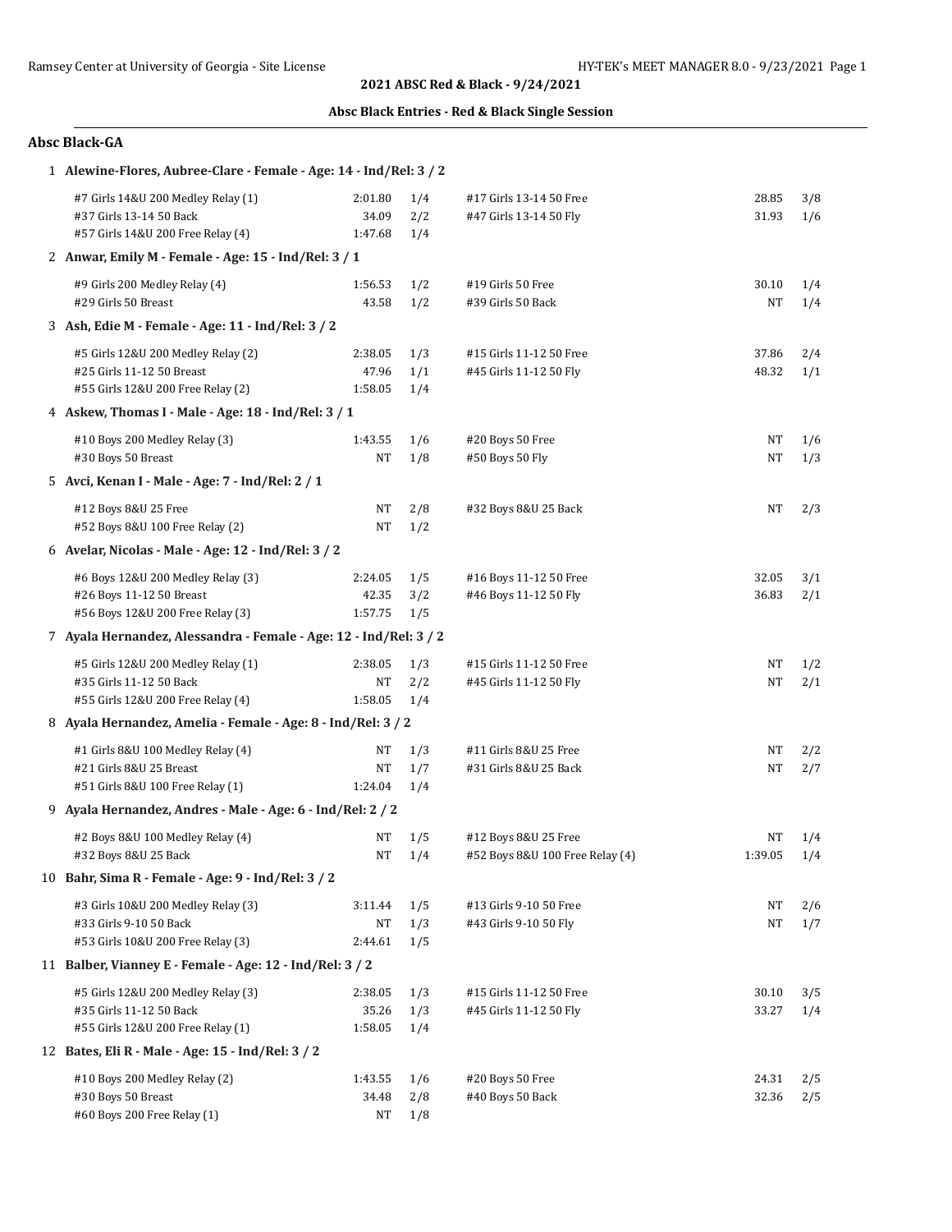## 2021 ABSC Red & Black - 9/24/2021

### Absc Black Entries - Red & Black Single Session

### Absc Black-GA

**1 Alewine-Flores, Aubree-Clare - Female - Age: 14 - Ind/Rel: 3 / 2**

| Event | Time | H/L | Event | Time | H/L |
|---|---|---|---|---|---|
| #7 Girls 14&U 200 Medley Relay (1) | 2:01.80 | 1/4 | #17 Girls 13-14 50 Free | 28.85 | 3/8 |
| #37 Girls 13-14 50 Back | 34.09 | 2/2 | #47 Girls 13-14 50 Fly | 31.93 | 1/6 |
| #57 Girls 14&U 200 Free Relay (4) | 1:47.68 | 1/4 | | | |

**2 Anwar, Emily M - Female - Age: 15 - Ind/Rel: 3 / 1**

| Event | Time | H/L | Event | Time | H/L |
|---|---|---|---|---|---|
| #9 Girls 200 Medley Relay (4) | 1:56.53 | 1/2 | #19 Girls 50 Free | 30.10 | 1/4 |
| #29 Girls 50 Breast | 43.58 | 1/2 | #39 Girls 50 Back | NT | 1/4 |

**3 Ash, Edie M - Female - Age: 11 - Ind/Rel: 3 / 2**

| Event | Time | H/L | Event | Time | H/L |
|---|---|---|---|---|---|
| #5 Girls 12&U 200 Medley Relay (2) | 2:38.05 | 1/3 | #15 Girls 11-12 50 Free | 37.86 | 2/4 |
| #25 Girls 11-12 50 Breast | 47.96 | 1/1 | #45 Girls 11-12 50 Fly | 48.32 | 1/1 |
| #55 Girls 12&U 200 Free Relay (2) | 1:58.05 | 1/4 | | | |

**4 Askew, Thomas I - Male - Age: 18 - Ind/Rel: 3 / 1**

| Event | Time | H/L | Event | Time | H/L |
|---|---|---|---|---|---|
| #10 Boys 200 Medley Relay (3) | 1:43.55 | 1/6 | #20 Boys 50 Free | NT | 1/6 |
| #30 Boys 50 Breast | NT | 1/8 | #50 Boys 50 Fly | NT | 1/3 |

**5 Avci, Kenan I - Male - Age: 7 - Ind/Rel: 2 / 1**

| Event | Time | H/L | Event | Time | H/L |
|---|---|---|---|---|---|
| #12 Boys 8&U 25 Free | NT | 2/8 | #32 Boys 8&U 25 Back | NT | 2/3 |
| #52 Boys 8&U 100 Free Relay (2) | NT | 1/2 | | | |

**6 Avelar, Nicolas - Male - Age: 12 - Ind/Rel: 3 / 2**

| Event | Time | H/L | Event | Time | H/L |
|---|---|---|---|---|---|
| #6 Boys 12&U 200 Medley Relay (3) | 2:24.05 | 1/5 | #16 Boys 11-12 50 Free | 32.05 | 3/1 |
| #26 Boys 11-12 50 Breast | 42.35 | 3/2 | #46 Boys 11-12 50 Fly | 36.83 | 2/1 |
| #56 Boys 12&U 200 Free Relay (3) | 1:57.75 | 1/5 | | | |

**7 Ayala Hernandez, Alessandra - Female - Age: 12 - Ind/Rel: 3 / 2**

| Event | Time | H/L | Event | Time | H/L |
|---|---|---|---|---|---|
| #5 Girls 12&U 200 Medley Relay (1) | 2:38.05 | 1/3 | #15 Girls 11-12 50 Free | NT | 1/2 |
| #35 Girls 11-12 50 Back | NT | 2/2 | #45 Girls 11-12 50 Fly | NT | 2/1 |
| #55 Girls 12&U 200 Free Relay (4) | 1:58.05 | 1/4 | | | |

**8 Ayala Hernandez, Amelia - Female - Age: 8 - Ind/Rel: 3 / 2**

| Event | Time | H/L | Event | Time | H/L |
|---|---|---|---|---|---|
| #1 Girls 8&U 100 Medley Relay (4) | NT | 1/3 | #11 Girls 8&U 25 Free | NT | 2/2 |
| #21 Girls 8&U 25 Breast | NT | 1/7 | #31 Girls 8&U 25 Back | NT | 2/7 |
| #51 Girls 8&U 100 Free Relay (1) | 1:24.04 | 1/4 | | | |

**9 Ayala Hernandez, Andres - Male - Age: 6 - Ind/Rel: 2 / 2**

| Event | Time | H/L | Event | Time | H/L |
|---|---|---|---|---|---|
| #2 Boys 8&U 100 Medley Relay (4) | NT | 1/5 | #12 Boys 8&U 25 Free | NT | 1/4 |
| #32 Boys 8&U 25 Back | NT | 1/4 | #52 Boys 8&U 100 Free Relay (4) | 1:39.05 | 1/4 |

**10 Bahr, Sima R - Female - Age: 9 - Ind/Rel: 3 / 2**

| Event | Time | H/L | Event | Time | H/L |
|---|---|---|---|---|---|
| #3 Girls 10&U 200 Medley Relay (3) | 3:11.44 | 1/5 | #13 Girls 9-10 50 Free | NT | 2/6 |
| #33 Girls 9-10 50 Back | NT | 1/3 | #43 Girls 9-10 50 Fly | NT | 1/7 |
| #53 Girls 10&U 200 Free Relay (3) | 2:44.61 | 1/5 | | | |

**11 Balber, Vianney E - Female - Age: 12 - Ind/Rel: 3 / 2**

| Event | Time | H/L | Event | Time | H/L |
|---|---|---|---|---|---|
| #5 Girls 12&U 200 Medley Relay (3) | 2:38.05 | 1/3 | #15 Girls 11-12 50 Free | 30.10 | 3/5 |
| #35 Girls 11-12 50 Back | 35.26 | 1/3 | #45 Girls 11-12 50 Fly | 33.27 | 1/4 |
| #55 Girls 12&U 200 Free Relay (1) | 1:58.05 | 1/4 | | | |

**12 Bates, Eli R - Male - Age: 15 - Ind/Rel: 3 / 2**

| Event | Time | H/L | Event | Time | H/L |
|---|---|---|---|---|---|
| #10 Boys 200 Medley Relay (2) | 1:43.55 | 1/6 | #20 Boys 50 Free | 24.31 | 2/5 |
| #30 Boys 50 Breast | 34.48 | 2/8 | #40 Boys 50 Back | 32.36 | 2/5 |
| #60 Boys 200 Free Relay (1) | NT | 1/8 | | | |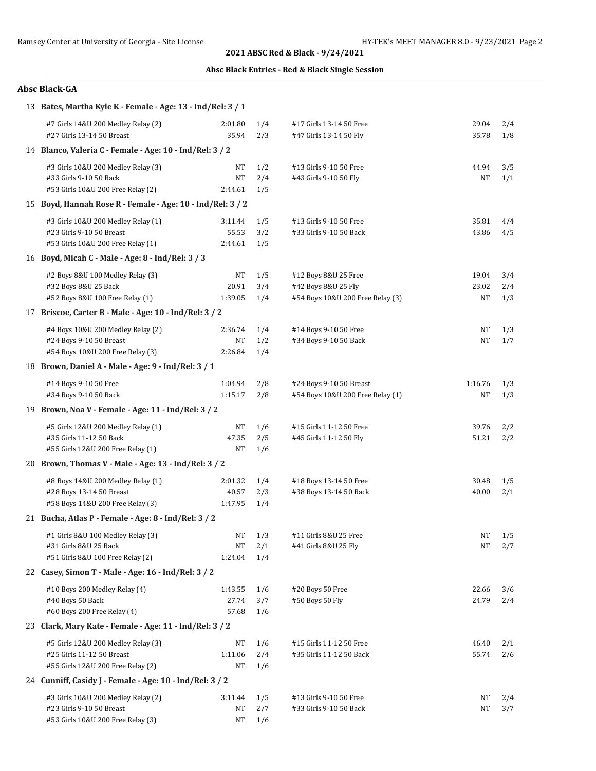**2021 ABSC Red & Black - 9/24/2021**

**Absc Black Entries - Red & Black Single Session**

## Absc Black-GA

**13 Bates, Martha Kyle K - Female - Age: 13 - Ind/Rel: 3 / 1**

| Event | Time | Heat/Lane | Event | Time | Heat/Lane |
|---|---|---|---|---|---|
| #7 Girls 14&U 200 Medley Relay (2) | 2:01.80 | 1/4 | #17 Girls 13-14 50 Free | 29.04 | 2/4 |
| #27 Girls 13-14 50 Breast | 35.94 | 2/3 | #47 Girls 13-14 50 Fly | 35.78 | 1/8 |

**14 Blanco, Valeria C - Female - Age: 10 - Ind/Rel: 3 / 2**

| Event | Time | Heat/Lane | Event | Time | Heat/Lane |
|---|---|---|---|---|---|
| #3 Girls 10&U 200 Medley Relay (3) | NT | 1/2 | #13 Girls 9-10 50 Free | 44.94 | 3/5 |
| #33 Girls 9-10 50 Back | NT | 2/4 | #43 Girls 9-10 50 Fly | NT | 1/1 |
| #53 Girls 10&U 200 Free Relay (2) | 2:44.61 | 1/5 | | | |

**15 Boyd, Hannah Rose R - Female - Age: 10 - Ind/Rel: 3 / 2**

| Event | Time | Heat/Lane | Event | Time | Heat/Lane |
|---|---|---|---|---|---|
| #3 Girls 10&U 200 Medley Relay (1) | 3:11.44 | 1/5 | #13 Girls 9-10 50 Free | 35.81 | 4/4 |
| #23 Girls 9-10 50 Breast | 55.53 | 3/2 | #33 Girls 9-10 50 Back | 43.86 | 4/5 |
| #53 Girls 10&U 200 Free Relay (1) | 2:44.61 | 1/5 | | | |

**16 Boyd, Micah C - Male - Age: 8 - Ind/Rel: 3 / 3**

| Event | Time | Heat/Lane | Event | Time | Heat/Lane |
|---|---|---|---|---|---|
| #2 Boys 8&U 100 Medley Relay (3) | NT | 1/5 | #12 Boys 8&U 25 Free | 19.04 | 3/4 |
| #32 Boys 8&U 25 Back | 20.91 | 3/4 | #42 Boys 8&U 25 Fly | 23.02 | 2/4 |
| #52 Boys 8&U 100 Free Relay (1) | 1:39.05 | 1/4 | #54 Boys 10&U 200 Free Relay (3) | NT | 1/3 |

**17 Briscoe, Carter B - Male - Age: 10 - Ind/Rel: 3 / 2**

| Event | Time | Heat/Lane | Event | Time | Heat/Lane |
|---|---|---|---|---|---|
| #4 Boys 10&U 200 Medley Relay (2) | 2:36.74 | 1/4 | #14 Boys 9-10 50 Free | NT | 1/3 |
| #24 Boys 9-10 50 Breast | NT | 1/2 | #34 Boys 9-10 50 Back | NT | 1/7 |
| #54 Boys 10&U 200 Free Relay (3) | 2:26.84 | 1/4 | | | |

**18 Brown, Daniel A - Male - Age: 9 - Ind/Rel: 3 / 1**

| Event | Time | Heat/Lane | Event | Time | Heat/Lane |
|---|---|---|---|---|---|
| #14 Boys 9-10 50 Free | 1:04.94 | 2/8 | #24 Boys 9-10 50 Breast | 1:16.76 | 1/3 |
| #34 Boys 9-10 50 Back | 1:15.17 | 2/8 | #54 Boys 10&U 200 Free Relay (1) | NT | 1/3 |

**19 Brown, Noa V - Female - Age: 11 - Ind/Rel: 3 / 2**

| Event | Time | Heat/Lane | Event | Time | Heat/Lane |
|---|---|---|---|---|---|
| #5 Girls 12&U 200 Medley Relay (1) | NT | 1/6 | #15 Girls 11-12 50 Free | 39.76 | 2/2 |
| #35 Girls 11-12 50 Back | 47.35 | 2/5 | #45 Girls 11-12 50 Fly | 51.21 | 2/2 |
| #55 Girls 12&U 200 Free Relay (1) | NT | 1/6 | | | |

**20 Brown, Thomas V - Male - Age: 13 - Ind/Rel: 3 / 2**

| Event | Time | Heat/Lane | Event | Time | Heat/Lane |
|---|---|---|---|---|---|
| #8 Boys 14&U 200 Medley Relay (1) | 2:01.32 | 1/4 | #18 Boys 13-14 50 Free | 30.48 | 1/5 |
| #28 Boys 13-14 50 Breast | 40.57 | 2/3 | #38 Boys 13-14 50 Back | 40.00 | 2/1 |
| #58 Boys 14&U 200 Free Relay (3) | 1:47.95 | 1/4 | | | |

**21 Bucha, Atlas P - Female - Age: 8 - Ind/Rel: 3 / 2**

| Event | Time | Heat/Lane | Event | Time | Heat/Lane |
|---|---|---|---|---|---|
| #1 Girls 8&U 100 Medley Relay (3) | NT | 1/3 | #11 Girls 8&U 25 Free | NT | 1/5 |
| #31 Girls 8&U 25 Back | NT | 2/1 | #41 Girls 8&U 25 Fly | NT | 2/7 |
| #51 Girls 8&U 100 Free Relay (2) | 1:24.04 | 1/4 | | | |

**22 Casey, Simon T - Male - Age: 16 - Ind/Rel: 3 / 2**

| Event | Time | Heat/Lane | Event | Time | Heat/Lane |
|---|---|---|---|---|---|
| #10 Boys 200 Medley Relay (4) | 1:43.55 | 1/6 | #20 Boys 50 Free | 22.66 | 3/6 |
| #40 Boys 50 Back | 27.74 | 3/7 | #50 Boys 50 Fly | 24.79 | 2/4 |
| #60 Boys 200 Free Relay (4) | 57.68 | 1/6 | | | |

**23 Clark, Mary Kate - Female - Age: 11 - Ind/Rel: 3 / 2**

| Event | Time | Heat/Lane | Event | Time | Heat/Lane |
|---|---|---|---|---|---|
| #5 Girls 12&U 200 Medley Relay (3) | NT | 1/6 | #15 Girls 11-12 50 Free | 46.40 | 2/1 |
| #25 Girls 11-12 50 Breast | 1:11.06 | 2/4 | #35 Girls 11-12 50 Back | 55.74 | 2/6 |
| #55 Girls 12&U 200 Free Relay (2) | NT | 1/6 | | | |

**24 Cunniff, Casidy J - Female - Age: 10 - Ind/Rel: 3 / 2**

| Event | Time | Heat/Lane | Event | Time | Heat/Lane |
|---|---|---|---|---|---|
| #3 Girls 10&U 200 Medley Relay (2) | 3:11.44 | 1/5 | #13 Girls 9-10 50 Free | NT | 2/4 |
| #23 Girls 9-10 50 Breast | NT | 2/7 | #33 Girls 9-10 50 Back | NT | 3/7 |
| #53 Girls 10&U 200 Free Relay (3) | NT | 1/6 | | | |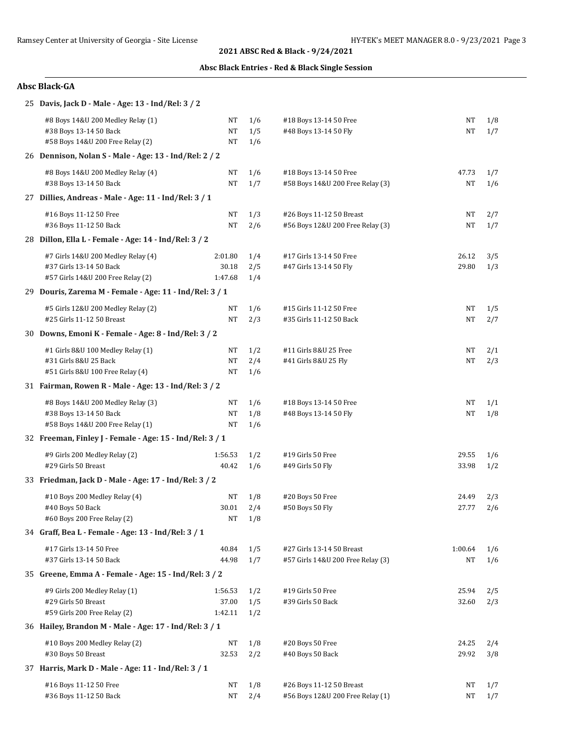**2021 ABSC Red & Black - 9/24/2021**

**Absc Black Entries - Red & Black Single Session**

### Absc Black-GA

**25 Davis, Jack D - Male - Age: 13 - Ind/Rel: 3 / 2**

| Event | Seed | H/L | Event | Seed | H/L |
|---|---|---|---|---|---|
| #8 Boys 14&U 200 Medley Relay (1) | NT | 1/6 | #18 Boys 13-14 50 Free | NT | 1/8 |
| #38 Boys 13-14 50 Back | NT | 1/5 | #48 Boys 13-14 50 Fly | NT | 1/7 |
| #58 Boys 14&U 200 Free Relay (2) | NT | 1/6 | | | |

**26 Dennison, Nolan S - Male - Age: 13 - Ind/Rel: 2 / 2**

| Event | Seed | H/L | Event | Seed | H/L |
|---|---|---|---|---|---|
| #8 Boys 14&U 200 Medley Relay (4) | NT | 1/6 | #18 Boys 13-14 50 Free | 47.73 | 1/7 |
| #38 Boys 13-14 50 Back | NT | 1/7 | #58 Boys 14&U 200 Free Relay (3) | NT | 1/6 |

**27 Dillies, Andreas - Male - Age: 11 - Ind/Rel: 3 / 1**

| Event | Seed | H/L | Event | Seed | H/L |
|---|---|---|---|---|---|
| #16 Boys 11-12 50 Free | NT | 1/3 | #26 Boys 11-12 50 Breast | NT | 2/7 |
| #36 Boys 11-12 50 Back | NT | 2/6 | #56 Boys 12&U 200 Free Relay (3) | NT | 1/7 |

**28 Dillon, Ella L - Female - Age: 14 - Ind/Rel: 3 / 2**

| Event | Seed | H/L | Event | Seed | H/L |
|---|---|---|---|---|---|
| #7 Girls 14&U 200 Medley Relay (4) | 2:01.80 | 1/4 | #17 Girls 13-14 50 Free | 26.12 | 3/5 |
| #37 Girls 13-14 50 Back | 30.18 | 2/5 | #47 Girls 13-14 50 Fly | 29.80 | 1/3 |
| #57 Girls 14&U 200 Free Relay (2) | 1:47.68 | 1/4 | | | |

**29 Douris, Zarema M - Female - Age: 11 - Ind/Rel: 3 / 1**

| Event | Seed | H/L | Event | Seed | H/L |
|---|---|---|---|---|---|
| #5 Girls 12&U 200 Medley Relay (2) | NT | 1/6 | #15 Girls 11-12 50 Free | NT | 1/5 |
| #25 Girls 11-12 50 Breast | NT | 2/3 | #35 Girls 11-12 50 Back | NT | 2/7 |

**30 Downs, Emoni K - Female - Age: 8 - Ind/Rel: 3 / 2**

| Event | Seed | H/L | Event | Seed | H/L |
|---|---|---|---|---|---|
| #1 Girls 8&U 100 Medley Relay (1) | NT | 1/2 | #11 Girls 8&U 25 Free | NT | 2/1 |
| #31 Girls 8&U 25 Back | NT | 2/4 | #41 Girls 8&U 25 Fly | NT | 2/3 |
| #51 Girls 8&U 100 Free Relay (4) | NT | 1/6 | | | |

**31 Fairman, Rowen R - Male - Age: 13 - Ind/Rel: 3 / 2**

| Event | Seed | H/L | Event | Seed | H/L |
|---|---|---|---|---|---|
| #8 Boys 14&U 200 Medley Relay (3) | NT | 1/6 | #18 Boys 13-14 50 Free | NT | 1/1 |
| #38 Boys 13-14 50 Back | NT | 1/8 | #48 Boys 13-14 50 Fly | NT | 1/8 |
| #58 Boys 14&U 200 Free Relay (1) | NT | 1/6 | | | |

**32 Freeman, Finley J - Female - Age: 15 - Ind/Rel: 3 / 1**

| Event | Seed | H/L | Event | Seed | H/L |
|---|---|---|---|---|---|
| #9 Girls 200 Medley Relay (2) | 1:56.53 | 1/2 | #19 Girls 50 Free | 29.55 | 1/6 |
| #29 Girls 50 Breast | 40.42 | 1/6 | #49 Girls 50 Fly | 33.98 | 1/2 |

**33 Friedman, Jack D - Male - Age: 17 - Ind/Rel: 3 / 2**

| Event | Seed | H/L | Event | Seed | H/L |
|---|---|---|---|---|---|
| #10 Boys 200 Medley Relay (4) | NT | 1/8 | #20 Boys 50 Free | 24.49 | 2/3 |
| #40 Boys 50 Back | 30.01 | 2/4 | #50 Boys 50 Fly | 27.77 | 2/6 |
| #60 Boys 200 Free Relay (2) | NT | 1/8 | | | |

**34 Graff, Bea L - Female - Age: 13 - Ind/Rel: 3 / 1**

| Event | Seed | H/L | Event | Seed | H/L |
|---|---|---|---|---|---|
| #17 Girls 13-14 50 Free | 40.84 | 1/5 | #27 Girls 13-14 50 Breast | 1:00.64 | 1/6 |
| #37 Girls 13-14 50 Back | 44.98 | 1/7 | #57 Girls 14&U 200 Free Relay (3) | NT | 1/6 |

**35 Greene, Emma A - Female - Age: 15 - Ind/Rel: 3 / 2**

| Event | Seed | H/L | Event | Seed | H/L |
|---|---|---|---|---|---|
| #9 Girls 200 Medley Relay (1) | 1:56.53 | 1/2 | #19 Girls 50 Free | 25.94 | 2/5 |
| #29 Girls 50 Breast | 37.00 | 1/5 | #39 Girls 50 Back | 32.60 | 2/3 |
| #59 Girls 200 Free Relay (2) | 1:42.11 | 1/2 | | | |

**36 Hailey, Brandon M - Male - Age: 17 - Ind/Rel: 3 / 1**

| Event | Seed | H/L | Event | Seed | H/L |
|---|---|---|---|---|---|
| #10 Boys 200 Medley Relay (2) | NT | 1/8 | #20 Boys 50 Free | 24.25 | 2/4 |
| #30 Boys 50 Breast | 32.53 | 2/2 | #40 Boys 50 Back | 29.92 | 3/8 |

**37 Harris, Mark D - Male - Age: 11 - Ind/Rel: 3 / 1**

| Event | Seed | H/L | Event | Seed | H/L |
|---|---|---|---|---|---|
| #16 Boys 11-12 50 Free | NT | 1/8 | #26 Boys 11-12 50 Breast | NT | 1/7 |
| #36 Boys 11-12 50 Back | NT | 2/4 | #56 Boys 12&U 200 Free Relay (1) | NT | 1/7 |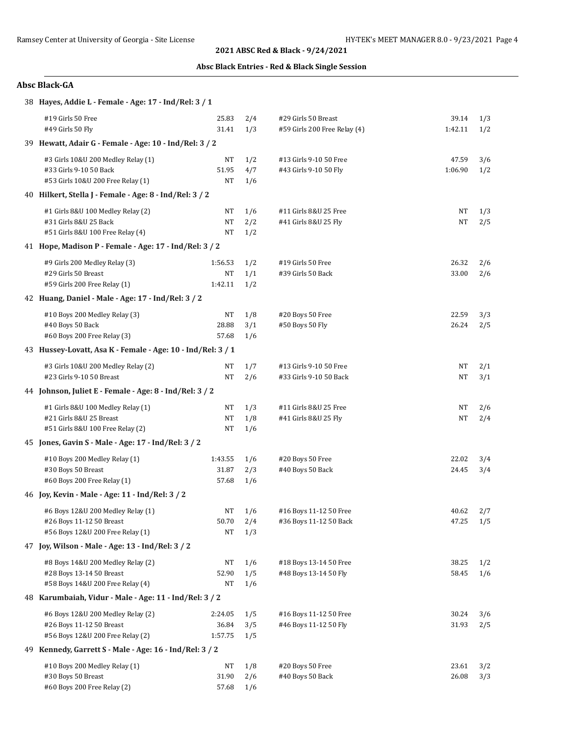**2021 ABSC Red & Black - 9/24/2021**

**Absc Black Entries - Red & Black Single Session**

### Absc Black-GA

**38 Hayes, Addie L - Female - Age: 17 - Ind/Rel: 3 / 1**

| Event | Time | Heat/Lane | Event | Time | Heat/Lane |
|---|---|---|---|---|---|
| #19 Girls 50 Free | 25.83 | 2/4 | #29 Girls 50 Breast | 39.14 | 1/3 |
| #49 Girls 50 Fly | 31.41 | 1/3 | #59 Girls 200 Free Relay (4) | 1:42.11 | 1/2 |

**39 Hewatt, Adair G - Female - Age: 10 - Ind/Rel: 3 / 2**

| Event | Time | Heat/Lane | Event | Time | Heat/Lane |
|---|---|---|---|---|---|
| #3 Girls 10&U 200 Medley Relay (1) | NT | 1/2 | #13 Girls 9-10 50 Free | 47.59 | 3/6 |
| #33 Girls 9-10 50 Back | 51.95 | 4/7 | #43 Girls 9-10 50 Fly | 1:06.90 | 1/2 |
| #53 Girls 10&U 200 Free Relay (1) | NT | 1/6 | | | |

**40 Hilkert, Stella J - Female - Age: 8 - Ind/Rel: 3 / 2**

| Event | Time | Heat/Lane | Event | Time | Heat/Lane |
|---|---|---|---|---|---|
| #1 Girls 8&U 100 Medley Relay (2) | NT | 1/6 | #11 Girls 8&U 25 Free | NT | 1/3 |
| #31 Girls 8&U 25 Back | NT | 2/2 | #41 Girls 8&U 25 Fly | NT | 2/5 |
| #51 Girls 8&U 100 Free Relay (4) | NT | 1/2 | | | |

**41 Hope, Madison P - Female - Age: 17 - Ind/Rel: 3 / 2**

| Event | Time | Heat/Lane | Event | Time | Heat/Lane |
|---|---|---|---|---|---|
| #9 Girls 200 Medley Relay (3) | 1:56.53 | 1/2 | #19 Girls 50 Free | 26.32 | 2/6 |
| #29 Girls 50 Breast | NT | 1/1 | #39 Girls 50 Back | 33.00 | 2/6 |
| #59 Girls 200 Free Relay (1) | 1:42.11 | 1/2 | | | |

**42 Huang, Daniel - Male - Age: 17 - Ind/Rel: 3 / 2**

| Event | Time | Heat/Lane | Event | Time | Heat/Lane |
|---|---|---|---|---|---|
| #10 Boys 200 Medley Relay (3) | NT | 1/8 | #20 Boys 50 Free | 22.59 | 3/3 |
| #40 Boys 50 Back | 28.88 | 3/1 | #50 Boys 50 Fly | 26.24 | 2/5 |
| #60 Boys 200 Free Relay (3) | 57.68 | 1/6 | | | |

**43 Hussey-Lovatt, Asa K - Female - Age: 10 - Ind/Rel: 3 / 1**

| Event | Time | Heat/Lane | Event | Time | Heat/Lane |
|---|---|---|---|---|---|
| #3 Girls 10&U 200 Medley Relay (2) | NT | 1/7 | #13 Girls 9-10 50 Free | NT | 2/1 |
| #23 Girls 9-10 50 Breast | NT | 2/6 | #33 Girls 9-10 50 Back | NT | 3/1 |

**44 Johnson, Juliet E - Female - Age: 8 - Ind/Rel: 3 / 2**

| Event | Time | Heat/Lane | Event | Time | Heat/Lane |
|---|---|---|---|---|---|
| #1 Girls 8&U 100 Medley Relay (1) | NT | 1/3 | #11 Girls 8&U 25 Free | NT | 2/6 |
| #21 Girls 8&U 25 Breast | NT | 1/8 | #41 Girls 8&U 25 Fly | NT | 2/4 |
| #51 Girls 8&U 100 Free Relay (2) | NT | 1/6 | | | |

**45 Jones, Gavin S - Male - Age: 17 - Ind/Rel: 3 / 2**

| Event | Time | Heat/Lane | Event | Time | Heat/Lane |
|---|---|---|---|---|---|
| #10 Boys 200 Medley Relay (1) | 1:43.55 | 1/6 | #20 Boys 50 Free | 22.02 | 3/4 |
| #30 Boys 50 Breast | 31.87 | 2/3 | #40 Boys 50 Back | 24.45 | 3/4 |
| #60 Boys 200 Free Relay (1) | 57.68 | 1/6 | | | |

**46 Joy, Kevin - Male - Age: 11 - Ind/Rel: 3 / 2**

| Event | Time | Heat/Lane | Event | Time | Heat/Lane |
|---|---|---|---|---|---|
| #6 Boys 12&U 200 Medley Relay (1) | NT | 1/6 | #16 Boys 11-12 50 Free | 40.62 | 2/7 |
| #26 Boys 11-12 50 Breast | 50.70 | 2/4 | #36 Boys 11-12 50 Back | 47.25 | 1/5 |
| #56 Boys 12&U 200 Free Relay (1) | NT | 1/3 | | | |

**47 Joy, Wilson - Male - Age: 13 - Ind/Rel: 3 / 2**

| Event | Time | Heat/Lane | Event | Time | Heat/Lane |
|---|---|---|---|---|---|
| #8 Boys 14&U 200 Medley Relay (2) | NT | 1/6 | #18 Boys 13-14 50 Free | 38.25 | 1/2 |
| #28 Boys 13-14 50 Breast | 52.90 | 1/5 | #48 Boys 13-14 50 Fly | 58.45 | 1/6 |
| #58 Boys 14&U 200 Free Relay (4) | NT | 1/6 | | | |

**48 Karumbaiah, Vidur - Male - Age: 11 - Ind/Rel: 3 / 2**

| Event | Time | Heat/Lane | Event | Time | Heat/Lane |
|---|---|---|---|---|---|
| #6 Boys 12&U 200 Medley Relay (2) | 2:24.05 | 1/5 | #16 Boys 11-12 50 Free | 30.24 | 3/6 |
| #26 Boys 11-12 50 Breast | 36.84 | 3/5 | #46 Boys 11-12 50 Fly | 31.93 | 2/5 |
| #56 Boys 12&U 200 Free Relay (2) | 1:57.75 | 1/5 | | | |

**49 Kennedy, Garrett S - Male - Age: 16 - Ind/Rel: 3 / 2**

| Event | Time | Heat/Lane | Event | Time | Heat/Lane |
|---|---|---|---|---|---|
| #10 Boys 200 Medley Relay (1) | NT | 1/8 | #20 Boys 50 Free | 23.61 | 3/2 |
| #30 Boys 50 Breast | 31.90 | 2/6 | #40 Boys 50 Back | 26.08 | 3/3 |
| #60 Boys 200 Free Relay (2) | 57.68 | 1/6 | | | |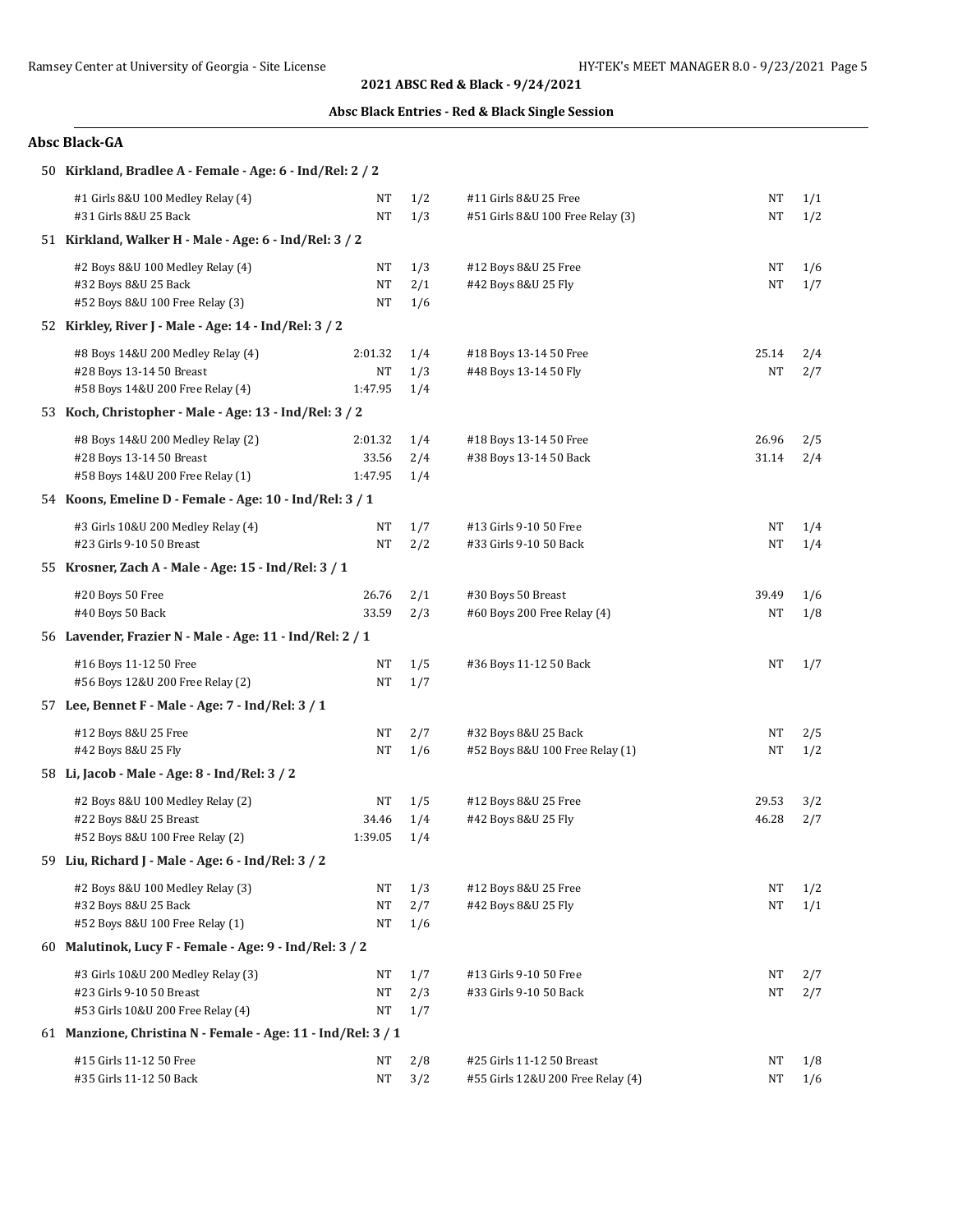**2021 ABSC Red & Black - 9/24/2021**

**Absc Black Entries - Red & Black Single Session**

## Absc Black-GA

### 50 Kirkland, Bradlee A - Female - Age: 6 - Ind/Rel: 2 / 2

| Event | Time | Heat/Lane | Event | Time | Heat/Lane |
|---|---|---|---|---|---|
| #1 Girls 8&U 100 Medley Relay (4) | NT | 1/2 | #11 Girls 8&U 25 Free | NT | 1/1 |
| #31 Girls 8&U 25 Back | NT | 1/3 | #51 Girls 8&U 100 Free Relay (3) | NT | 1/2 |

### 51 Kirkland, Walker H - Male - Age: 6 - Ind/Rel: 3 / 2

| Event | Time | Heat/Lane | Event | Time | Heat/Lane |
|---|---|---|---|---|---|
| #2 Boys 8&U 100 Medley Relay (4) | NT | 1/3 | #12 Boys 8&U 25 Free | NT | 1/6 |
| #32 Boys 8&U 25 Back | NT | 2/1 | #42 Boys 8&U 25 Fly | NT | 1/7 |
| #52 Boys 8&U 100 Free Relay (3) | NT | 1/6 | | | |

### 52 Kirkley, River J - Male - Age: 14 - Ind/Rel: 3 / 2

| Event | Time | Heat/Lane | Event | Time | Heat/Lane |
|---|---|---|---|---|---|
| #8 Boys 14&U 200 Medley Relay (4) | 2:01.32 | 1/4 | #18 Boys 13-14 50 Free | 25.14 | 2/4 |
| #28 Boys 13-14 50 Breast | NT | 1/3 | #48 Boys 13-14 50 Fly | NT | 2/7 |
| #58 Boys 14&U 200 Free Relay (4) | 1:47.95 | 1/4 | | | |

### 53 Koch, Christopher - Male - Age: 13 - Ind/Rel: 3 / 2

| Event | Time | Heat/Lane | Event | Time | Heat/Lane |
|---|---|---|---|---|---|
| #8 Boys 14&U 200 Medley Relay (2) | 2:01.32 | 1/4 | #18 Boys 13-14 50 Free | 26.96 | 2/5 |
| #28 Boys 13-14 50 Breast | 33.56 | 2/4 | #38 Boys 13-14 50 Back | 31.14 | 2/4 |
| #58 Boys 14&U 200 Free Relay (1) | 1:47.95 | 1/4 | | | |

### 54 Koons, Emeline D - Female - Age: 10 - Ind/Rel: 3 / 1

| Event | Time | Heat/Lane | Event | Time | Heat/Lane |
|---|---|---|---|---|---|
| #3 Girls 10&U 200 Medley Relay (4) | NT | 1/7 | #13 Girls 9-10 50 Free | NT | 1/4 |
| #23 Girls 9-10 50 Breast | NT | 2/2 | #33 Girls 9-10 50 Back | NT | 1/4 |

### 55 Krosner, Zach A - Male - Age: 15 - Ind/Rel: 3 / 1

| Event | Time | Heat/Lane | Event | Time | Heat/Lane |
|---|---|---|---|---|---|
| #20 Boys 50 Free | 26.76 | 2/1 | #30 Boys 50 Breast | 39.49 | 1/6 |
| #40 Boys 50 Back | 33.59 | 2/3 | #60 Boys 200 Free Relay (4) | NT | 1/8 |

### 56 Lavender, Frazier N - Male - Age: 11 - Ind/Rel: 2 / 1

| Event | Time | Heat/Lane | Event | Time | Heat/Lane |
|---|---|---|---|---|---|
| #16 Boys 11-12 50 Free | NT | 1/5 | #36 Boys 11-12 50 Back | NT | 1/7 |
| #56 Boys 12&U 200 Free Relay (2) | NT | 1/7 | | | |

### 57 Lee, Bennet F - Male - Age: 7 - Ind/Rel: 3 / 1

| Event | Time | Heat/Lane | Event | Time | Heat/Lane |
|---|---|---|---|---|---|
| #12 Boys 8&U 25 Free | NT | 2/7 | #32 Boys 8&U 25 Back | NT | 2/5 |
| #42 Boys 8&U 25 Fly | NT | 1/6 | #52 Boys 8&U 100 Free Relay (1) | NT | 1/2 |

### 58 Li, Jacob - Male - Age: 8 - Ind/Rel: 3 / 2

| Event | Time | Heat/Lane | Event | Time | Heat/Lane |
|---|---|---|---|---|---|
| #2 Boys 8&U 100 Medley Relay (2) | NT | 1/5 | #12 Boys 8&U 25 Free | 29.53 | 3/2 |
| #22 Boys 8&U 25 Breast | 34.46 | 1/4 | #42 Boys 8&U 25 Fly | 46.28 | 2/7 |
| #52 Boys 8&U 100 Free Relay (2) | 1:39.05 | 1/4 | | | |

### 59 Liu, Richard J - Male - Age: 6 - Ind/Rel: 3 / 2

| Event | Time | Heat/Lane | Event | Time | Heat/Lane |
|---|---|---|---|---|---|
| #2 Boys 8&U 100 Medley Relay (3) | NT | 1/3 | #12 Boys 8&U 25 Free | NT | 1/2 |
| #32 Boys 8&U 25 Back | NT | 2/7 | #42 Boys 8&U 25 Fly | NT | 1/1 |
| #52 Boys 8&U 100 Free Relay (1) | NT | 1/6 | | | |

### 60 Malutinok, Lucy F - Female - Age: 9 - Ind/Rel: 3 / 2

| Event | Time | Heat/Lane | Event | Time | Heat/Lane |
|---|---|---|---|---|---|
| #3 Girls 10&U 200 Medley Relay (3) | NT | 1/7 | #13 Girls 9-10 50 Free | NT | 2/7 |
| #23 Girls 9-10 50 Breast | NT | 2/3 | #33 Girls 9-10 50 Back | NT | 2/7 |
| #53 Girls 10&U 200 Free Relay (4) | NT | 1/7 | | | |

### 61 Manzione, Christina N - Female - Age: 11 - Ind/Rel: 3 / 1

| Event | Time | Heat/Lane | Event | Time | Heat/Lane |
|---|---|---|---|---|---|
| #15 Girls 11-12 50 Free | NT | 2/8 | #25 Girls 11-12 50 Breast | NT | 1/8 |
| #35 Girls 11-12 50 Back | NT | 3/2 | #55 Girls 12&U 200 Free Relay (4) | NT | 1/6 |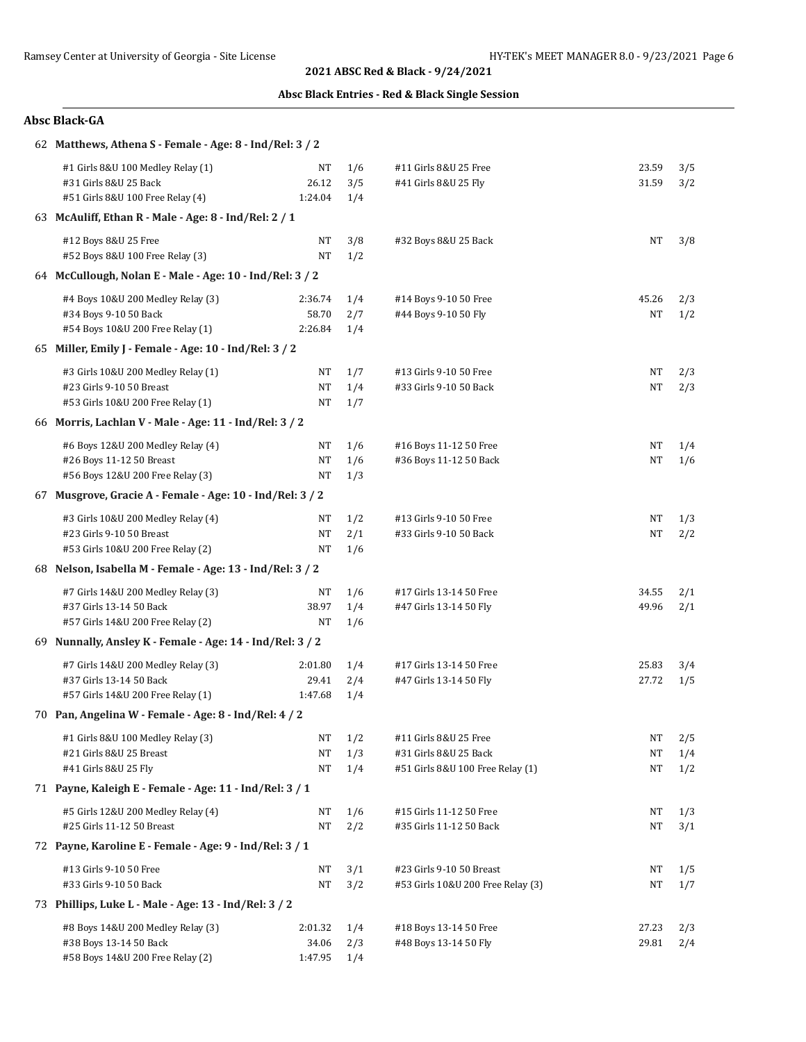**2021 ABSC Red & Black - 9/24/2021**

**Absc Black Entries - Red & Black Single Session**

## Absc Black-GA

### 62 Matthews, Athena S - Female - Age: 8 - Ind/Rel: 3 / 2

| Event | Time | Heat/Lane | Event | Time | Heat/Lane |
|---|---|---|---|---|---|
| #1 Girls 8&U 100 Medley Relay (1) | NT | 1/6 | #11 Girls 8&U 25 Free | 23.59 | 3/5 |
| #31 Girls 8&U 25 Back | 26.12 | 3/5 | #41 Girls 8&U 25 Fly | 31.59 | 3/2 |
| #51 Girls 8&U 100 Free Relay (4) | 1:24.04 | 1/4 | | | |

### 63 McAuliff, Ethan R - Male - Age: 8 - Ind/Rel: 2 / 1

| Event | Time | Heat/Lane | Event | Time | Heat/Lane |
|---|---|---|---|---|---|
| #12 Boys 8&U 25 Free | NT | 3/8 | #32 Boys 8&U 25 Back | NT | 3/8 |
| #52 Boys 8&U 100 Free Relay (3) | NT | 1/2 | | | |

### 64 McCullough, Nolan E - Male - Age: 10 - Ind/Rel: 3 / 2

| Event | Time | Heat/Lane | Event | Time | Heat/Lane |
|---|---|---|---|---|---|
| #4 Boys 10&U 200 Medley Relay (3) | 2:36.74 | 1/4 | #14 Boys 9-10 50 Free | 45.26 | 2/3 |
| #34 Boys 9-10 50 Back | 58.70 | 2/7 | #44 Boys 9-10 50 Fly | NT | 1/2 |
| #54 Boys 10&U 200 Free Relay (1) | 2:26.84 | 1/4 | | | |

### 65 Miller, Emily J - Female - Age: 10 - Ind/Rel: 3 / 2

| Event | Time | Heat/Lane | Event | Time | Heat/Lane |
|---|---|---|---|---|---|
| #3 Girls 10&U 200 Medley Relay (1) | NT | 1/7 | #13 Girls 9-10 50 Free | NT | 2/3 |
| #23 Girls 9-10 50 Breast | NT | 1/4 | #33 Girls 9-10 50 Back | NT | 2/3 |
| #53 Girls 10&U 200 Free Relay (1) | NT | 1/7 | | | |

### 66 Morris, Lachlan V - Male - Age: 11 - Ind/Rel: 3 / 2

| Event | Time | Heat/Lane | Event | Time | Heat/Lane |
|---|---|---|---|---|---|
| #6 Boys 12&U 200 Medley Relay (4) | NT | 1/6 | #16 Boys 11-12 50 Free | NT | 1/4 |
| #26 Boys 11-12 50 Breast | NT | 1/6 | #36 Boys 11-12 50 Back | NT | 1/6 |
| #56 Boys 12&U 200 Free Relay (3) | NT | 1/3 | | | |

### 67 Musgrove, Gracie A - Female - Age: 10 - Ind/Rel: 3 / 2

| Event | Time | Heat/Lane | Event | Time | Heat/Lane |
|---|---|---|---|---|---|
| #3 Girls 10&U 200 Medley Relay (4) | NT | 1/2 | #13 Girls 9-10 50 Free | NT | 1/3 |
| #23 Girls 9-10 50 Breast | NT | 2/1 | #33 Girls 9-10 50 Back | NT | 2/2 |
| #53 Girls 10&U 200 Free Relay (2) | NT | 1/6 | | | |

### 68 Nelson, Isabella M - Female - Age: 13 - Ind/Rel: 3 / 2

| Event | Time | Heat/Lane | Event | Time | Heat/Lane |
|---|---|---|---|---|---|
| #7 Girls 14&U 200 Medley Relay (3) | NT | 1/6 | #17 Girls 13-14 50 Free | 34.55 | 2/1 |
| #37 Girls 13-14 50 Back | 38.97 | 1/4 | #47 Girls 13-14 50 Fly | 49.96 | 2/1 |
| #57 Girls 14&U 200 Free Relay (2) | NT | 1/6 | | | |

### 69 Nunnally, Ansley K - Female - Age: 14 - Ind/Rel: 3 / 2

| Event | Time | Heat/Lane | Event | Time | Heat/Lane |
|---|---|---|---|---|---|
| #7 Girls 14&U 200 Medley Relay (3) | 2:01.80 | 1/4 | #17 Girls 13-14 50 Free | 25.83 | 3/4 |
| #37 Girls 13-14 50 Back | 29.41 | 2/4 | #47 Girls 13-14 50 Fly | 27.72 | 1/5 |
| #57 Girls 14&U 200 Free Relay (1) | 1:47.68 | 1/4 | | | |

### 70 Pan, Angelina W - Female - Age: 8 - Ind/Rel: 4 / 2

| Event | Time | Heat/Lane | Event | Time | Heat/Lane |
|---|---|---|---|---|---|
| #1 Girls 8&U 100 Medley Relay (3) | NT | 1/2 | #11 Girls 8&U 25 Free | NT | 2/5 |
| #21 Girls 8&U 25 Breast | NT | 1/3 | #31 Girls 8&U 25 Back | NT | 1/4 |
| #41 Girls 8&U 25 Fly | NT | 1/4 | #51 Girls 8&U 100 Free Relay (1) | NT | 1/2 |

### 71 Payne, Kaleigh E - Female - Age: 11 - Ind/Rel: 3 / 1

| Event | Time | Heat/Lane | Event | Time | Heat/Lane |
|---|---|---|---|---|---|
| #5 Girls 12&U 200 Medley Relay (4) | NT | 1/6 | #15 Girls 11-12 50 Free | NT | 1/3 |
| #25 Girls 11-12 50 Breast | NT | 2/2 | #35 Girls 11-12 50 Back | NT | 3/1 |

### 72 Payne, Karoline E - Female - Age: 9 - Ind/Rel: 3 / 1

| Event | Time | Heat/Lane | Event | Time | Heat/Lane |
|---|---|---|---|---|---|
| #13 Girls 9-10 50 Free | NT | 3/1 | #23 Girls 9-10 50 Breast | NT | 1/5 |
| #33 Girls 9-10 50 Back | NT | 3/2 | #53 Girls 10&U 200 Free Relay (3) | NT | 1/7 |

### 73 Phillips, Luke L - Male - Age: 13 - Ind/Rel: 3 / 2

| Event | Time | Heat/Lane | Event | Time | Heat/Lane |
|---|---|---|---|---|---|
| #8 Boys 14&U 200 Medley Relay (3) | 2:01.32 | 1/4 | #18 Boys 13-14 50 Free | 27.23 | 2/3 |
| #38 Boys 13-14 50 Back | 34.06 | 2/3 | #48 Boys 13-14 50 Fly | 29.81 | 2/4 |
| #58 Boys 14&U 200 Free Relay (2) | 1:47.95 | 1/4 | | | |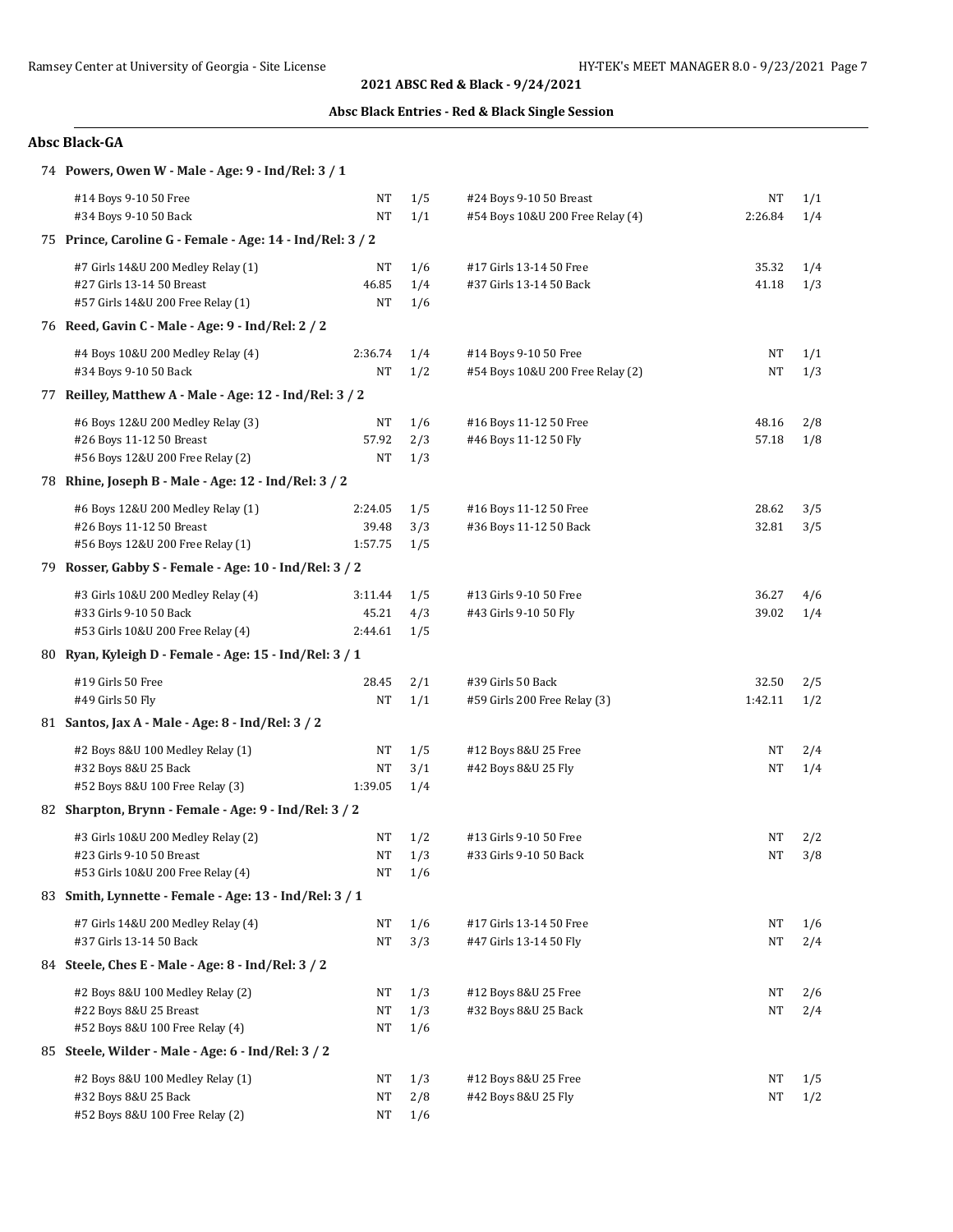## 2021 ABSC Red & Black - 9/24/2021

### Absc Black Entries - Red & Black Single Session

### Absc Black-GA

**74 Powers, Owen W - Male - Age: 9 - Ind/Rel: 3 / 1**

| Event | Seed | Heat/Lane | Event | Seed | Heat/Lane |
|---|---|---|---|---|---|
| #14 Boys 9-10 50 Free | NT | 1/5 | #24 Boys 9-10 50 Breast | NT | 1/1 |
| #34 Boys 9-10 50 Back | NT | 1/1 | #54 Boys 10&U 200 Free Relay (4) | 2:26.84 | 1/4 |

**75 Prince, Caroline G - Female - Age: 14 - Ind/Rel: 3 / 2**

| Event | Seed | Heat/Lane | Event | Seed | Heat/Lane |
|---|---|---|---|---|---|
| #7 Girls 14&U 200 Medley Relay (1) | NT | 1/6 | #17 Girls 13-14 50 Free | 35.32 | 1/4 |
| #27 Girls 13-14 50 Breast | 46.85 | 1/4 | #37 Girls 13-14 50 Back | 41.18 | 1/3 |
| #57 Girls 14&U 200 Free Relay (1) | NT | 1/6 | | | |

**76 Reed, Gavin C - Male - Age: 9 - Ind/Rel: 2 / 2**

| Event | Seed | Heat/Lane | Event | Seed | Heat/Lane |
|---|---|---|---|---|---|
| #4 Boys 10&U 200 Medley Relay (4) | 2:36.74 | 1/4 | #14 Boys 9-10 50 Free | NT | 1/1 |
| #34 Boys 9-10 50 Back | NT | 1/2 | #54 Boys 10&U 200 Free Relay (2) | NT | 1/3 |

**77 Reilley, Matthew A - Male - Age: 12 - Ind/Rel: 3 / 2**

| Event | Seed | Heat/Lane | Event | Seed | Heat/Lane |
|---|---|---|---|---|---|
| #6 Boys 12&U 200 Medley Relay (3) | NT | 1/6 | #16 Boys 11-12 50 Free | 48.16 | 2/8 |
| #26 Boys 11-12 50 Breast | 57.92 | 2/3 | #46 Boys 11-12 50 Fly | 57.18 | 1/8 |
| #56 Boys 12&U 200 Free Relay (2) | NT | 1/3 | | | |

**78 Rhine, Joseph B - Male - Age: 12 - Ind/Rel: 3 / 2**

| Event | Seed | Heat/Lane | Event | Seed | Heat/Lane |
|---|---|---|---|---|---|
| #6 Boys 12&U 200 Medley Relay (1) | 2:24.05 | 1/5 | #16 Boys 11-12 50 Free | 28.62 | 3/5 |
| #26 Boys 11-12 50 Breast | 39.48 | 3/3 | #36 Boys 11-12 50 Back | 32.81 | 3/5 |
| #56 Boys 12&U 200 Free Relay (1) | 1:57.75 | 1/5 | | | |

**79 Rosser, Gabby S - Female - Age: 10 - Ind/Rel: 3 / 2**

| Event | Seed | Heat/Lane | Event | Seed | Heat/Lane |
|---|---|---|---|---|---|
| #3 Girls 10&U 200 Medley Relay (4) | 3:11.44 | 1/5 | #13 Girls 9-10 50 Free | 36.27 | 4/6 |
| #33 Girls 9-10 50 Back | 45.21 | 4/3 | #43 Girls 9-10 50 Fly | 39.02 | 1/4 |
| #53 Girls 10&U 200 Free Relay (4) | 2:44.61 | 1/5 | | | |

**80 Ryan, Kyleigh D - Female - Age: 15 - Ind/Rel: 3 / 1**

| Event | Seed | Heat/Lane | Event | Seed | Heat/Lane |
|---|---|---|---|---|---|
| #19 Girls 50 Free | 28.45 | 2/1 | #39 Girls 50 Back | 32.50 | 2/5 |
| #49 Girls 50 Fly | NT | 1/1 | #59 Girls 200 Free Relay (3) | 1:42.11 | 1/2 |

**81 Santos, Jax A - Male - Age: 8 - Ind/Rel: 3 / 2**

| Event | Seed | Heat/Lane | Event | Seed | Heat/Lane |
|---|---|---|---|---|---|
| #2 Boys 8&U 100 Medley Relay (1) | NT | 1/5 | #12 Boys 8&U 25 Free | NT | 2/4 |
| #32 Boys 8&U 25 Back | NT | 3/1 | #42 Boys 8&U 25 Fly | NT | 1/4 |
| #52 Boys 8&U 100 Free Relay (3) | 1:39.05 | 1/4 | | | |

**82 Sharpton, Brynn - Female - Age: 9 - Ind/Rel: 3 / 2**

| Event | Seed | Heat/Lane | Event | Seed | Heat/Lane |
|---|---|---|---|---|---|
| #3 Girls 10&U 200 Medley Relay (2) | NT | 1/2 | #13 Girls 9-10 50 Free | NT | 2/2 |
| #23 Girls 9-10 50 Breast | NT | 1/3 | #33 Girls 9-10 50 Back | NT | 3/8 |
| #53 Girls 10&U 200 Free Relay (4) | NT | 1/6 | | | |

**83 Smith, Lynnette - Female - Age: 13 - Ind/Rel: 3 / 1**

| Event | Seed | Heat/Lane | Event | Seed | Heat/Lane |
|---|---|---|---|---|---|
| #7 Girls 14&U 200 Medley Relay (4) | NT | 1/6 | #17 Girls 13-14 50 Free | NT | 1/6 |
| #37 Girls 13-14 50 Back | NT | 3/3 | #47 Girls 13-14 50 Fly | NT | 2/4 |

**84 Steele, Ches E - Male - Age: 8 - Ind/Rel: 3 / 2**

| Event | Seed | Heat/Lane | Event | Seed | Heat/Lane |
|---|---|---|---|---|---|
| #2 Boys 8&U 100 Medley Relay (2) | NT | 1/3 | #12 Boys 8&U 25 Free | NT | 2/6 |
| #22 Boys 8&U 25 Breast | NT | 1/3 | #32 Boys 8&U 25 Back | NT | 2/4 |
| #52 Boys 8&U 100 Free Relay (4) | NT | 1/6 | | | |

**85 Steele, Wilder - Male - Age: 6 - Ind/Rel: 3 / 2**

| Event | Seed | Heat/Lane | Event | Seed | Heat/Lane |
|---|---|---|---|---|---|
| #2 Boys 8&U 100 Medley Relay (1) | NT | 1/3 | #12 Boys 8&U 25 Free | NT | 1/5 |
| #32 Boys 8&U 25 Back | NT | 2/8 | #42 Boys 8&U 25 Fly | NT | 1/2 |
| #52 Boys 8&U 100 Free Relay (2) | NT | 1/6 | | | |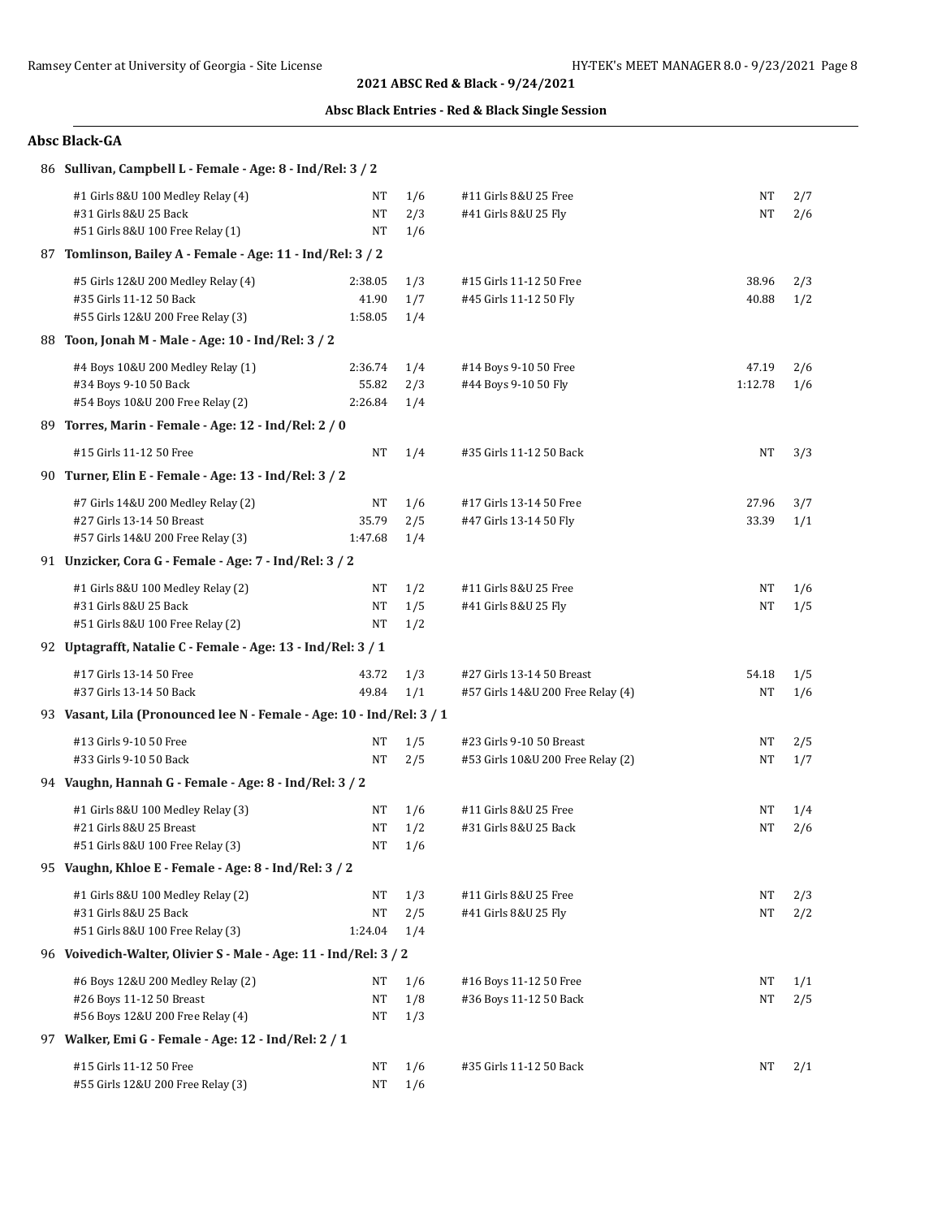**2021 ABSC Red & Black - 9/24/2021**

**Absc Black Entries - Red & Black Single Session**

## Absc Black-GA

### 86 Sullivan, Campbell L - Female - Age: 8 - Ind/Rel: 3 / 2

| Event | Time | Heat/Lane | Event | Time | Heat/Lane |
|---|---|---|---|---|---|
| #1 Girls 8&U 100 Medley Relay (4) | NT | 1/6 | #11 Girls 8&U 25 Free | NT | 2/7 |
| #31 Girls 8&U 25 Back | NT | 2/3 | #41 Girls 8&U 25 Fly | NT | 2/6 |
| #51 Girls 8&U 100 Free Relay (1) | NT | 1/6 | | | |

### 87 Tomlinson, Bailey A - Female - Age: 11 - Ind/Rel: 3 / 2

| Event | Time | Heat/Lane | Event | Time | Heat/Lane |
|---|---|---|---|---|---|
| #5 Girls 12&U 200 Medley Relay (4) | 2:38.05 | 1/3 | #15 Girls 11-12 50 Free | 38.96 | 2/3 |
| #35 Girls 11-12 50 Back | 41.90 | 1/7 | #45 Girls 11-12 50 Fly | 40.88 | 1/2 |
| #55 Girls 12&U 200 Free Relay (3) | 1:58.05 | 1/4 | | | |

### 88 Toon, Jonah M - Male - Age: 10 - Ind/Rel: 3 / 2

| Event | Time | Heat/Lane | Event | Time | Heat/Lane |
|---|---|---|---|---|---|
| #4 Boys 10&U 200 Medley Relay (1) | 2:36.74 | 1/4 | #14 Boys 9-10 50 Free | 47.19 | 2/6 |
| #34 Boys 9-10 50 Back | 55.82 | 2/3 | #44 Boys 9-10 50 Fly | 1:12.78 | 1/6 |
| #54 Boys 10&U 200 Free Relay (2) | 2:26.84 | 1/4 | | | |

### 89 Torres, Marin - Female - Age: 12 - Ind/Rel: 2 / 0

| Event | Time | Heat/Lane | Event | Time | Heat/Lane |
|---|---|---|---|---|---|
| #15 Girls 11-12 50 Free | NT | 1/4 | #35 Girls 11-12 50 Back | NT | 3/3 |

### 90 Turner, Elin E - Female - Age: 13 - Ind/Rel: 3 / 2

| Event | Time | Heat/Lane | Event | Time | Heat/Lane |
|---|---|---|---|---|---|
| #7 Girls 14&U 200 Medley Relay (2) | NT | 1/6 | #17 Girls 13-14 50 Free | 27.96 | 3/7 |
| #27 Girls 13-14 50 Breast | 35.79 | 2/5 | #47 Girls 13-14 50 Fly | 33.39 | 1/1 |
| #57 Girls 14&U 200 Free Relay (3) | 1:47.68 | 1/4 | | | |

### 91 Unzicker, Cora G - Female - Age: 7 - Ind/Rel: 3 / 2

| Event | Time | Heat/Lane | Event | Time | Heat/Lane |
|---|---|---|---|---|---|
| #1 Girls 8&U 100 Medley Relay (2) | NT | 1/2 | #11 Girls 8&U 25 Free | NT | 1/6 |
| #31 Girls 8&U 25 Back | NT | 1/5 | #41 Girls 8&U 25 Fly | NT | 1/5 |
| #51 Girls 8&U 100 Free Relay (2) | NT | 1/2 | | | |

### 92 Uptagrafft, Natalie C - Female - Age: 13 - Ind/Rel: 3 / 1

| Event | Time | Heat/Lane | Event | Time | Heat/Lane |
|---|---|---|---|---|---|
| #17 Girls 13-14 50 Free | 43.72 | 1/3 | #27 Girls 13-14 50 Breast | 54.18 | 1/5 |
| #37 Girls 13-14 50 Back | 49.84 | 1/1 | #57 Girls 14&U 200 Free Relay (4) | NT | 1/6 |

### 93 Vasant, Lila (Pronounced lee N - Female - Age: 10 - Ind/Rel: 3 / 1

| Event | Time | Heat/Lane | Event | Time | Heat/Lane |
|---|---|---|---|---|---|
| #13 Girls 9-10 50 Free | NT | 1/5 | #23 Girls 9-10 50 Breast | NT | 2/5 |
| #33 Girls 9-10 50 Back | NT | 2/5 | #53 Girls 10&U 200 Free Relay (2) | NT | 1/7 |

### 94 Vaughn, Hannah G - Female - Age: 8 - Ind/Rel: 3 / 2

| Event | Time | Heat/Lane | Event | Time | Heat/Lane |
|---|---|---|---|---|---|
| #1 Girls 8&U 100 Medley Relay (3) | NT | 1/6 | #11 Girls 8&U 25 Free | NT | 1/4 |
| #21 Girls 8&U 25 Breast | NT | 1/2 | #31 Girls 8&U 25 Back | NT | 2/6 |
| #51 Girls 8&U 100 Free Relay (3) | NT | 1/6 | | | |

### 95 Vaughn, Khloe E - Female - Age: 8 - Ind/Rel: 3 / 2

| Event | Time | Heat/Lane | Event | Time | Heat/Lane |
|---|---|---|---|---|---|
| #1 Girls 8&U 100 Medley Relay (2) | NT | 1/3 | #11 Girls 8&U 25 Free | NT | 2/3 |
| #31 Girls 8&U 25 Back | NT | 2/5 | #41 Girls 8&U 25 Fly | NT | 2/2 |
| #51 Girls 8&U 100 Free Relay (3) | 1:24.04 | 1/4 | | | |

### 96 Voivedich-Walter, Olivier S - Male - Age: 11 - Ind/Rel: 3 / 2

| Event | Time | Heat/Lane | Event | Time | Heat/Lane |
|---|---|---|---|---|---|
| #6 Boys 12&U 200 Medley Relay (2) | NT | 1/6 | #16 Boys 11-12 50 Free | NT | 1/1 |
| #26 Boys 11-12 50 Breast | NT | 1/8 | #36 Boys 11-12 50 Back | NT | 2/5 |
| #56 Boys 12&U 200 Free Relay (4) | NT | 1/3 | | | |

### 97 Walker, Emi G - Female - Age: 12 - Ind/Rel: 2 / 1

| Event | Time | Heat/Lane | Event | Time | Heat/Lane |
|---|---|---|---|---|---|
| #15 Girls 11-12 50 Free | NT | 1/6 | #35 Girls 11-12 50 Back | NT | 2/1 |
| #55 Girls 12&U 200 Free Relay (3) | NT | 1/6 | | | |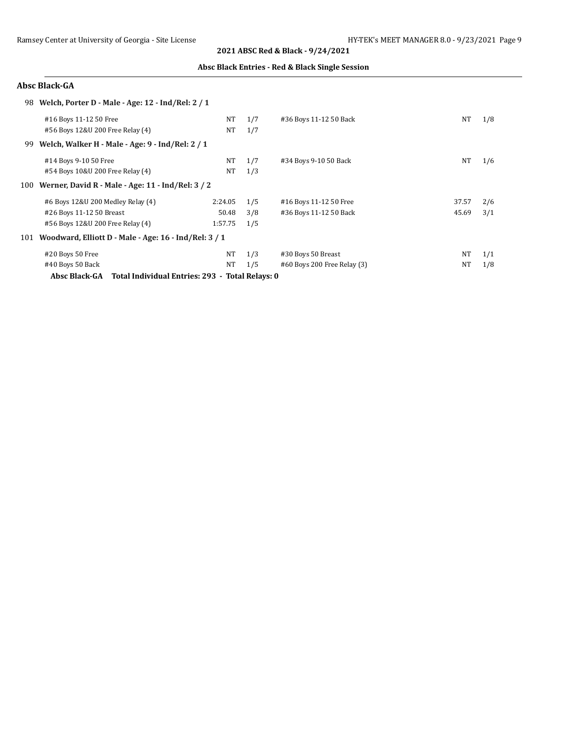**2021 ABSC Red & Black - 9/24/2021**

**Absc Black Entries - Red & Black Single Session**

## Absc Black-GA

**98 Welch, Porter D - Male - Age: 12 - Ind/Rel: 2 / 1**

| | | | | | |
|---|---|---|---|---|---|
| #16 Boys 11-12 50 Free | NT | 1/7 | #36 Boys 11-12 50 Back | NT | 1/8 |
| #56 Boys 12&U 200 Free Relay (4) | NT | 1/7 | | | |

**99 Welch, Walker H - Male - Age: 9 - Ind/Rel: 2 / 1**

| | | | | | |
|---|---|---|---|---|---|
| #14 Boys 9-10 50 Free | NT | 1/7 | #34 Boys 9-10 50 Back | NT | 1/6 |
| #54 Boys 10&U 200 Free Relay (4) | NT | 1/3 | | | |

**100 Werner, David R - Male - Age: 11 - Ind/Rel: 3 / 2**

| | | | | | |
|---|---|---|---|---|---|
| #6 Boys 12&U 200 Medley Relay (4) | 2:24.05 | 1/5 | #16 Boys 11-12 50 Free | 37.57 | 2/6 |
| #26 Boys 11-12 50 Breast | 50.48 | 3/8 | #36 Boys 11-12 50 Back | 45.69 | 3/1 |
| #56 Boys 12&U 200 Free Relay (4) | 1:57.75 | 1/5 | | | |

**101 Woodward, Elliott D - Male - Age: 16 - Ind/Rel: 3 / 1**

| | | | | | |
|---|---|---|---|---|---|
| #20 Boys 50 Free | NT | 1/3 | #30 Boys 50 Breast | NT | 1/1 |
| #40 Boys 50 Back | NT | 1/5 | #60 Boys 200 Free Relay (3) | NT | 1/8 |

**Absc Black-GA Total Individual Entries: 293 - Total Relays: 0**